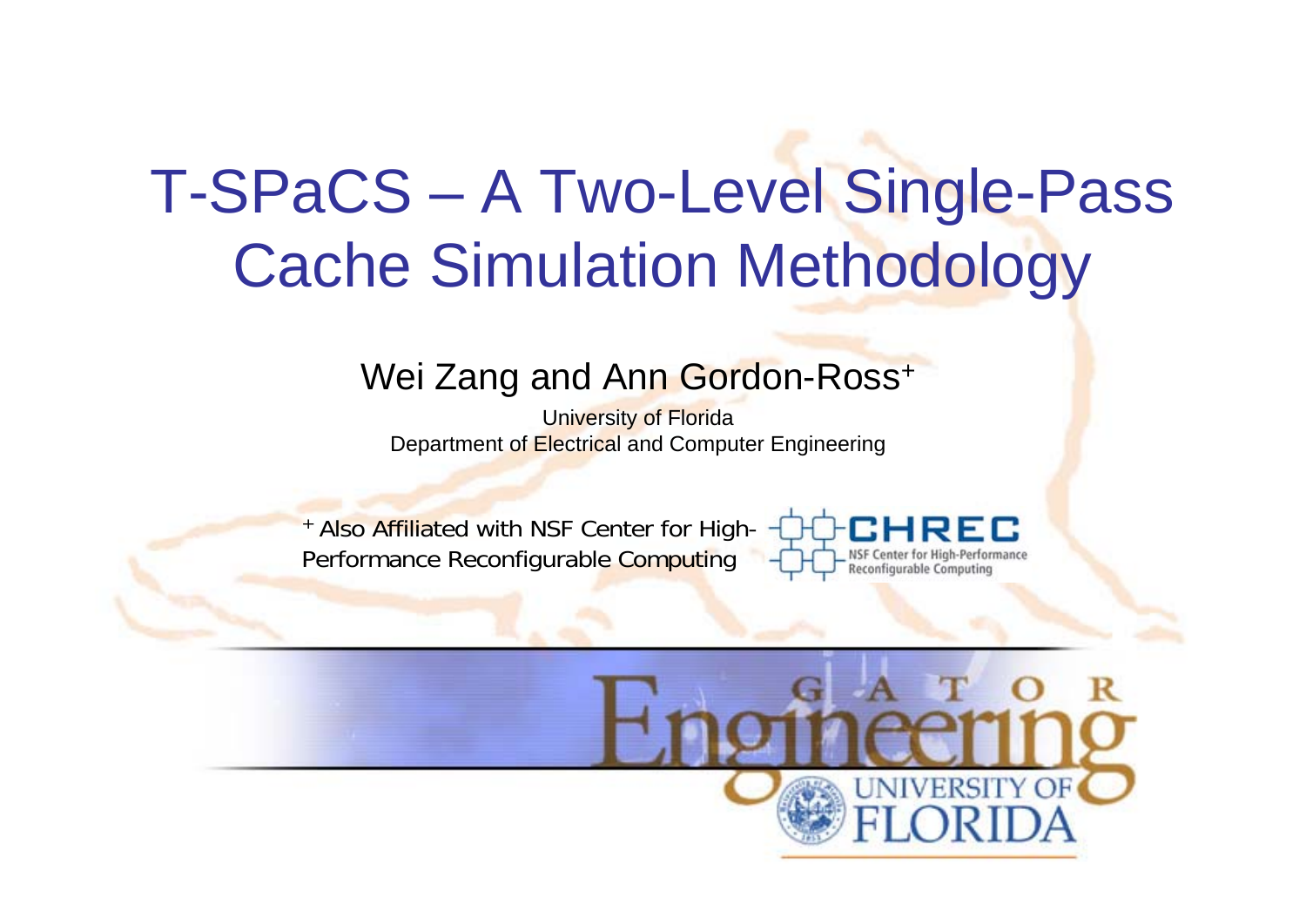# T-SPaCS – A Two-Level Single-Pass Cache Simulation Methodology

Wei Zang and Ann Gordon-Ross[+]

University of Florida
Department of Electrical and Computer Engineering

[+] Also Affiliated with NSF Center for High-Performance Reconfigurable Computing

CHREC
NSF Center for High-Performance Reconfigurable Computing

GATOR Engineering
UNIVERSITY OF FLORIDA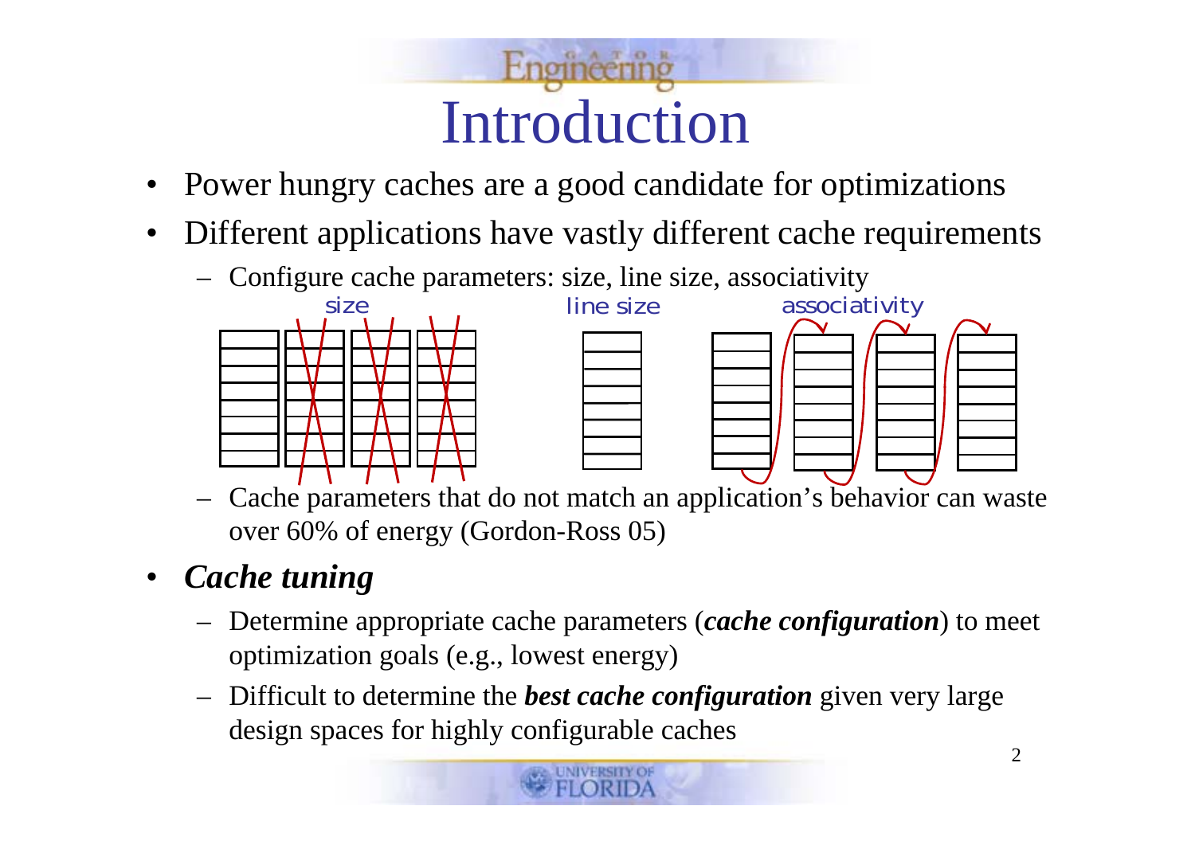# Introduction

- Power hungry caches are a good candidate for optimizations
- Different applications have vastly different cache requirements
  - Configure cache parameters: size, line size, associativity
  - Cache parameters that do not match an application's behavior can waste over 60% of energy (Gordon-Ross 05)
- ***Cache tuning***
  - Determine appropriate cache parameters (***cache configuration***) to meet optimization goals (e.g., lowest energy)
  - Difficult to determine the ***best cache configuration*** given very large design spaces for highly configurable caches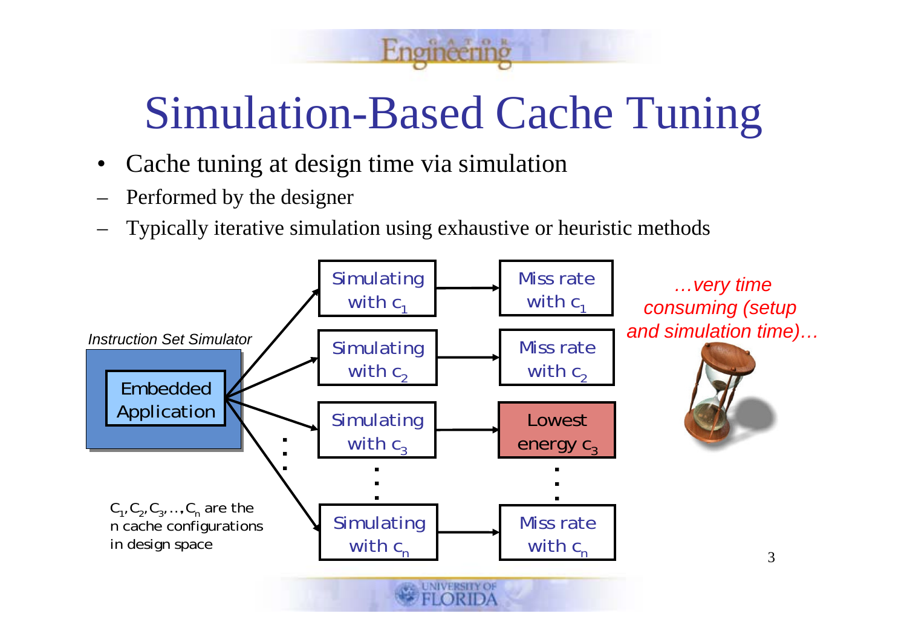# Simulation-Based Cache Tuning

- Cache tuning at design time via simulation
  - Performed by the designer
  - Typically iterative simulation using exhaustive or heuristic methods

*Instruction Set Simulator*

Embedded Application

| | |
|---|---|
| Simulating with $c_1$ | Miss rate with $c_1$ |
| Simulating with $c_2$ | Miss rate with $c_2$ |
| Simulating with $c_3$ | Lowest energy $c_3$ |
| ⋮ | ⋮ |
| Simulating with $c_n$ | Miss rate with $c_n$ |

$C_1, C_2, C_3, \ldots, C_n$ are the n cache configurations in design space

*…very time consuming (setup and simulation time)…*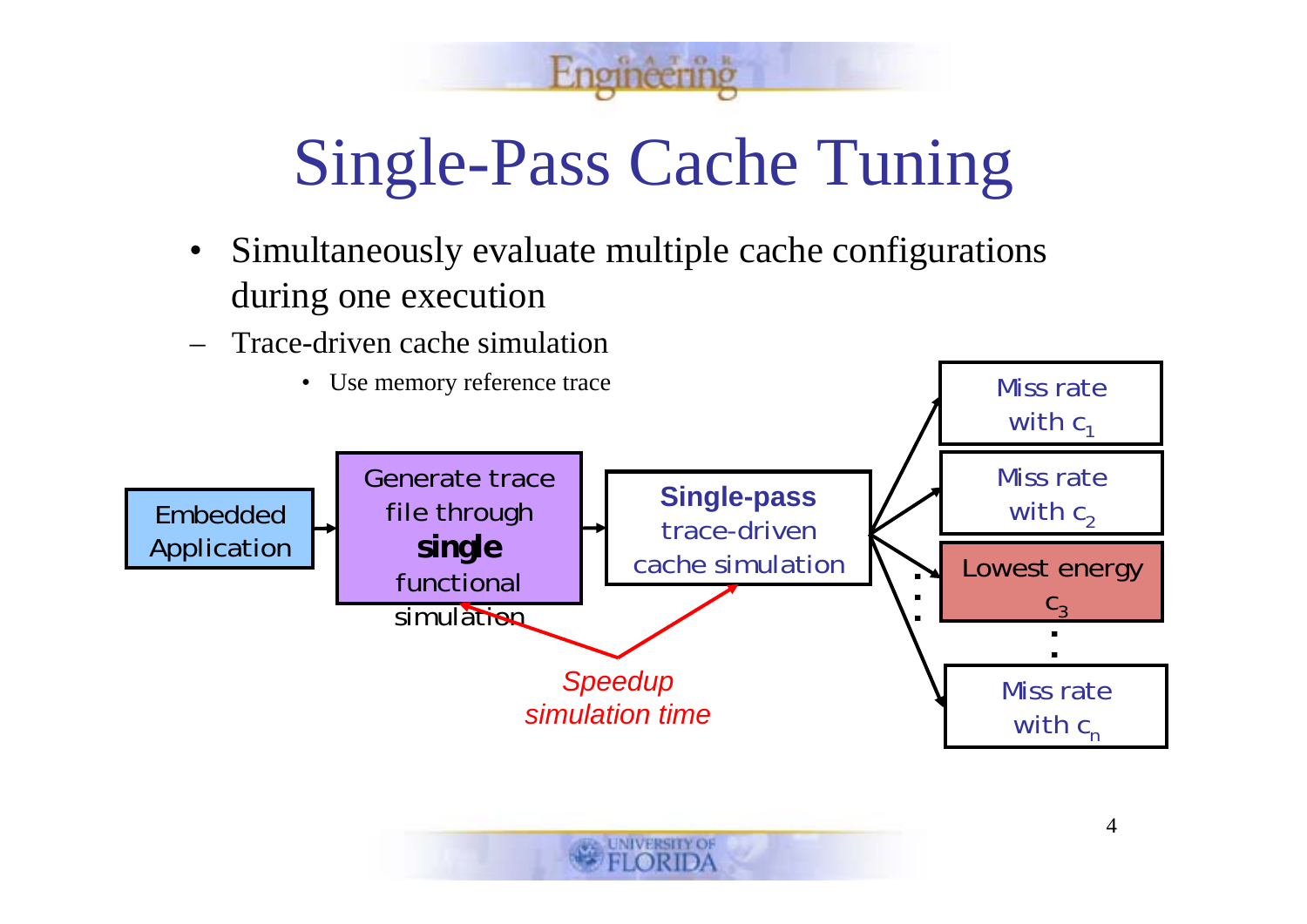# Single-Pass Cache Tuning

- Simultaneously evaluate multiple cache configurations during one execution
  - Trace-driven cache simulation
    - Use memory reference trace

Embedded Application → Generate trace file through **single** functional simulation → **Single-pass** trace-driven cache simulation → Miss rate with $c_1$; Miss rate with $c_2$; Lowest energy $c_3$; … ; Miss rate with $c_n$

*Speedup simulation time*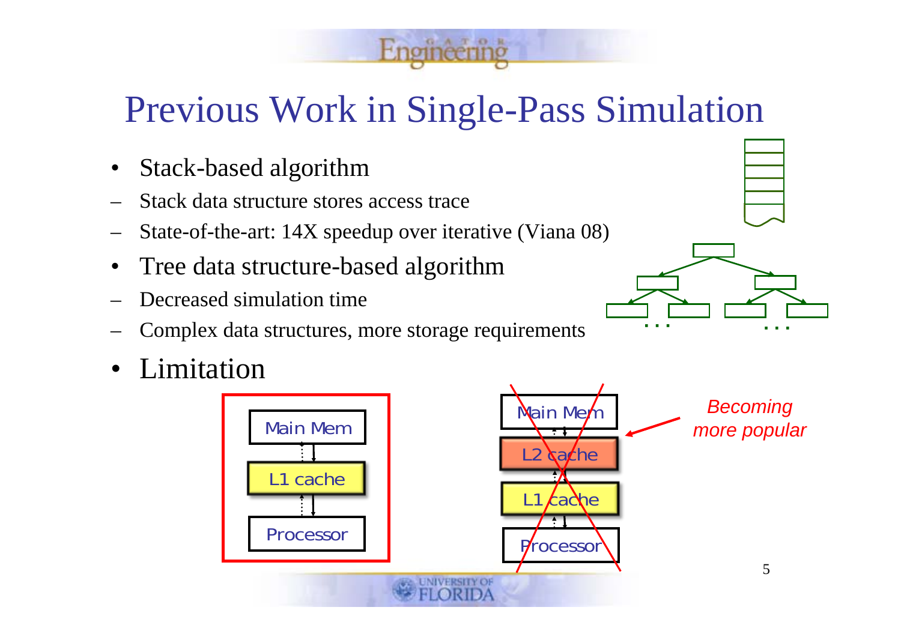# Previous Work in Single-Pass Simulation

- Stack-based algorithm
  - Stack data structure stores access trace
  - State-of-the-art: 14X speedup over iterative (Viana 08)
- Tree data structure-based algorithm
  - Decreased simulation time
  - Complex data structures, more storage requirements
- Limitation

Main Mem

L1 cache

Processor

Main Mem

L2 cache

L1 cache

Processor

*Becoming more popular*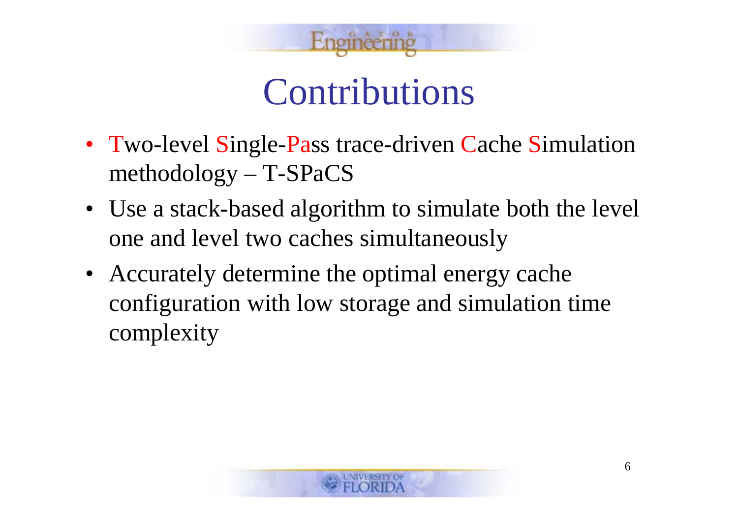# Contributions

- Two-level Single-Pass trace-driven Cache Simulation methodology – T-SPaCS
- Use a stack-based algorithm to simulate both the level one and level two caches simultaneously
- Accurately determine the optimal energy cache configuration with low storage and simulation time complexity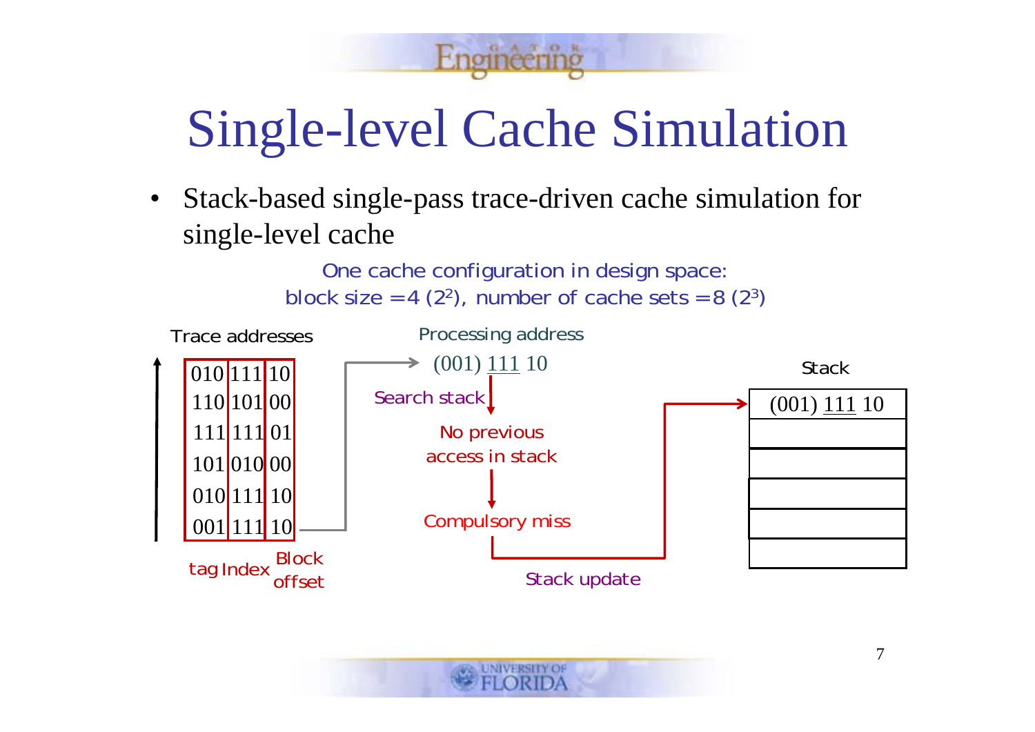# Single-level Cache Simulation

- Stack-based single-pass trace-driven cache simulation for single-level cache

One cache configuration in design space:
block size = 4 ($2^2$), number of cache sets = 8 ($2^3$)

Trace addresses

| tag | Index | Block offset |
|---|---|---|
| 010 | 111 | 10 |
| 110 | 101 | 00 |
| 111 | 111 | 01 |
| 101 | 010 | 00 |
| 010 | 111 | 10 |
| 001 | 111 | 10 |

Processing address: (001) 111 10

Search stack → No previous access in stack → Compulsory miss → Stack update

Stack

| Stack |
|---|
| (001) 111 10 |
| |
| |
| |
| |
| |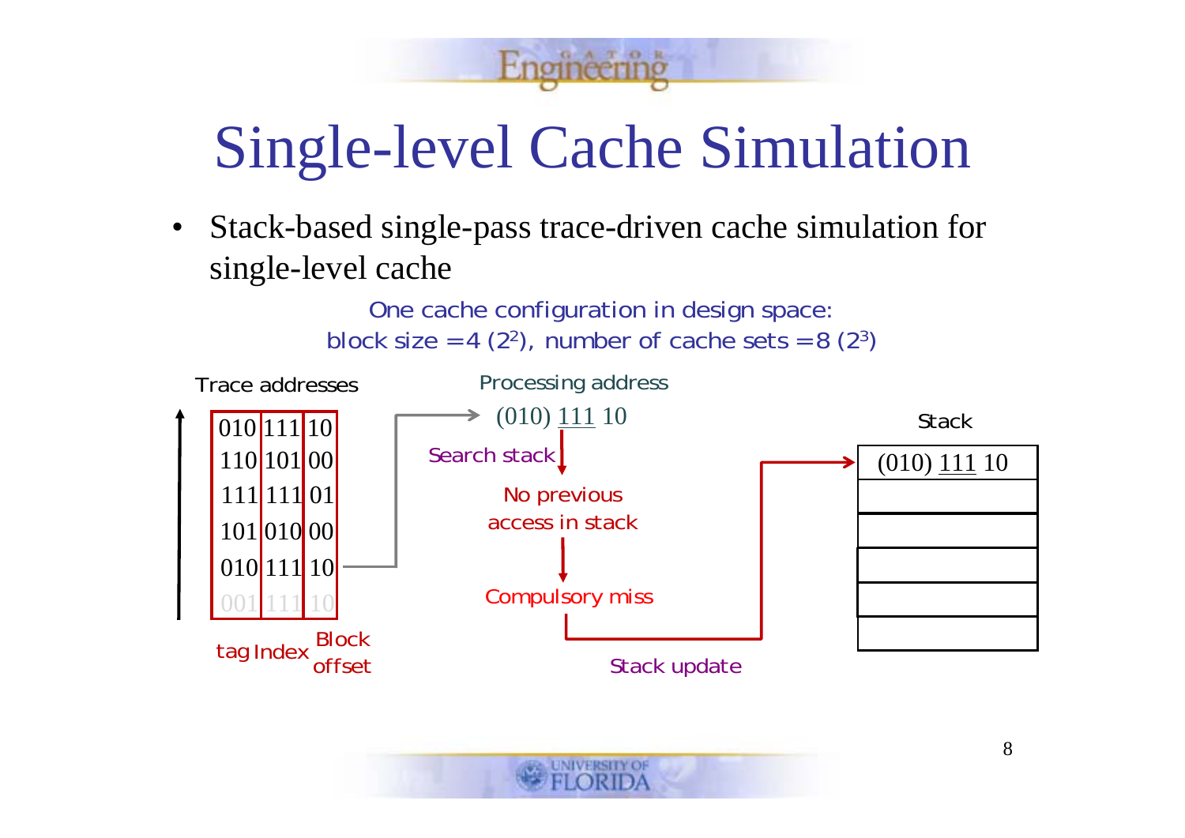# Single-level Cache Simulation

- Stack-based single-pass trace-driven cache simulation for single-level cache

One cache configuration in design space:
block size = 4 ($2^2$), number of cache sets = 8 ($2^3$)

Trace addresses

| tag | Index | Block offset |
|---|---|---|
| 010 | 111 | 10 |
| 110 | 101 | 00 |
| 111 | 111 | 01 |
| 101 | 010 | 00 |
| 010 | 111 | 10 |
| 001 | 111 | 10 |

Processing address: (010) 111 10

Search stack → No previous access in stack → Compulsory miss → Stack update

Stack

| (010) 111 10 |
|---|
| |
| |
| |
| |
| |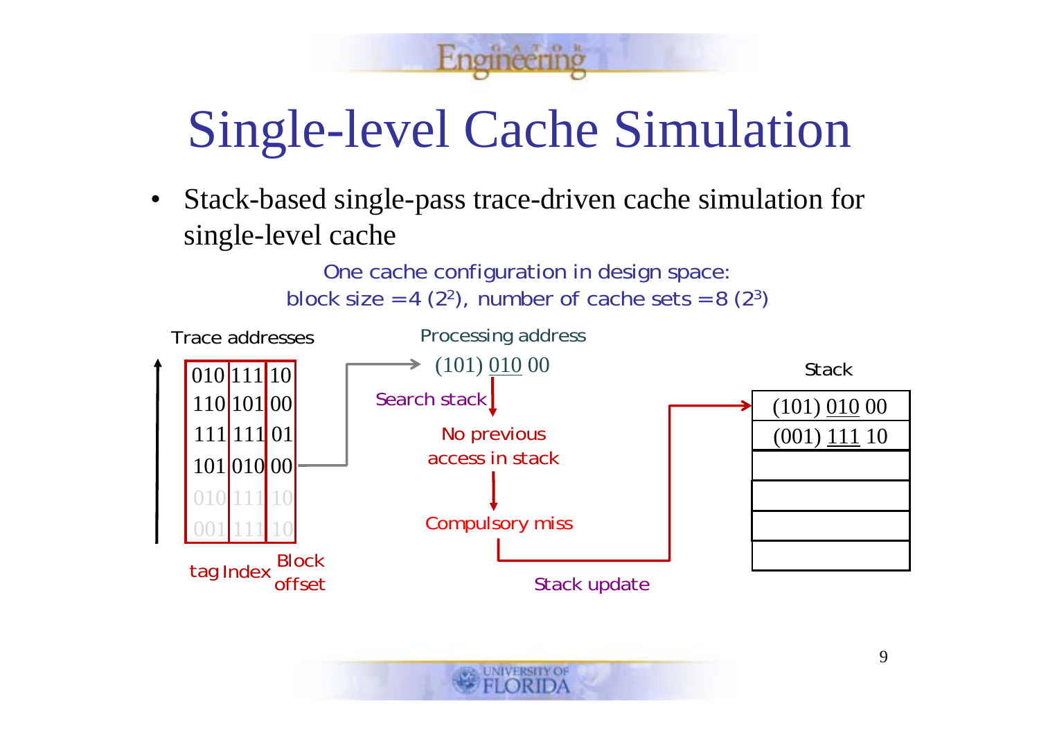# Single-level Cache Simulation

- Stack-based single-pass trace-driven cache simulation for single-level cache

One cache configuration in design space:
block size =4 ($2^2$), number of cache sets =8 ($2^3$)

Trace addresses

| tag | Index | Block offset |
|---|---|---|
| 010 | 111 | 10 |
| 110 | 101 | 00 |
| 111 | 111 | 01 |
| 101 | 010 | 00 |
| 010 | 111 | 10 |
| 001 | 111 | 10 |

Processing address: (101) 010 00

Search stack → No previous access in stack → Compulsory miss → Stack update

Stack

| |
|---|
| (101) 010 00 |
| (001) 111 10 |
| |
| |
| |
| |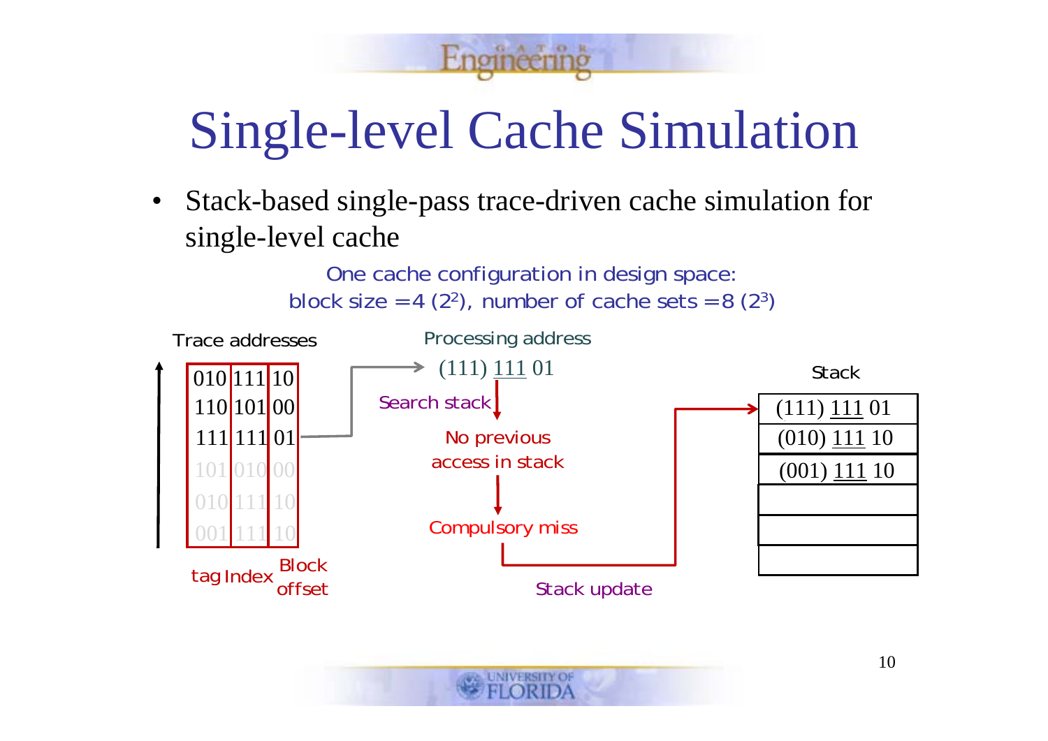# Single-level Cache Simulation

- Stack-based single-pass trace-driven cache simulation for single-level cache

One cache configuration in design space:
block size = 4 ($2^2$), number of cache sets = 8 ($2^3$)

Trace addresses

| tag | Index | Block offset |
|---|---|---|
| 010 | 111 | 10 |
| 110 | 101 | 00 |
| 111 | 111 | 01 |
| 101 | 010 | 00 |
| 010 | 111 | 10 |
| 001 | 111 | 10 |

Processing address: (111) 111 01

Search stack → No previous access in stack → Compulsory miss → Stack update

Stack

| |
|---|
| (111) 111 01 |
| (010) 111 10 |
| (001) 111 10 |
| |
| |
| |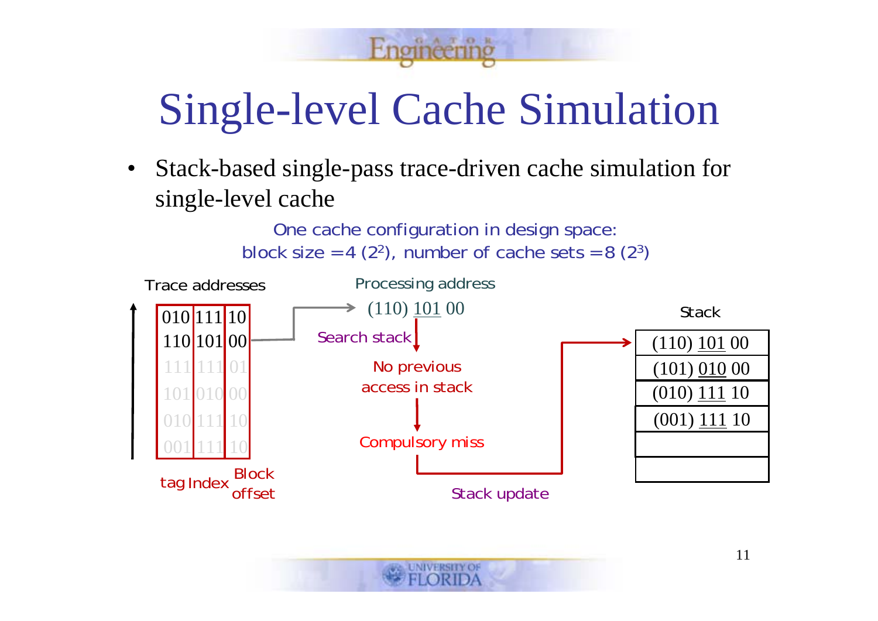# Single-level Cache Simulation

- Stack-based single-pass trace-driven cache simulation for single-level cache

One cache configuration in design space:
block size = 4 ($2^2$), number of cache sets = 8 ($2^3$)

**Trace addresses**

| tag | Index | Block offset |
|---|---|---|
| 010 | 111 | 10 |
| 110 | 101 | 00 |
| 111 | 111 | 01 |
| 101 | 010 | 00 |
| 010 | 111 | 10 |
| 001 | 111 | 10 |

**Processing address:** (110) 101 00

Search stack → No previous access in stack → Compulsory miss → Stack update

**Stack**

| Stack |
|---|
| (110) 101 00 |
| (101) 010 00 |
| (010) 111 10 |
| (001) 111 10 |
| |
| |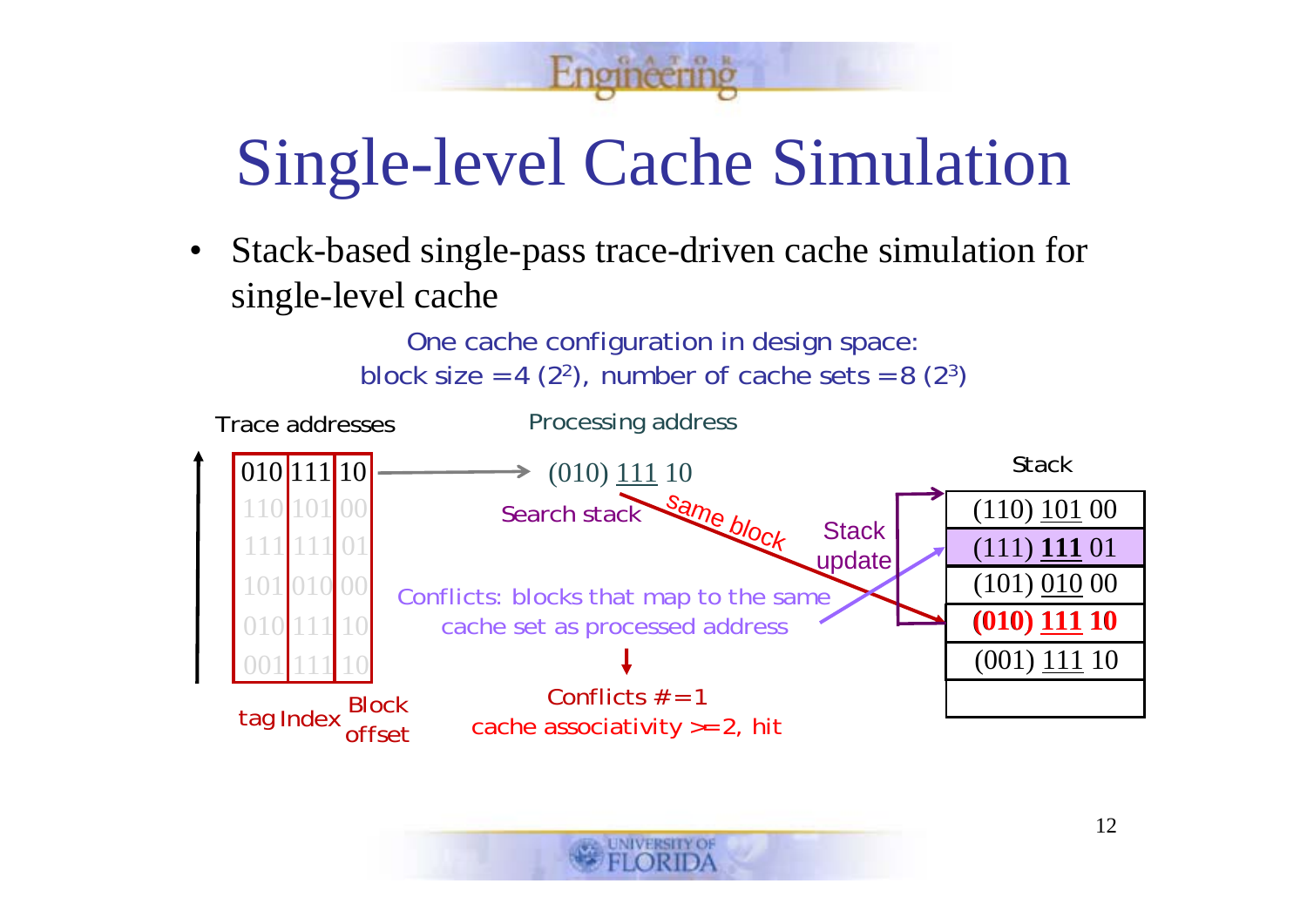# Single-level Cache Simulation

- Stack-based single-pass trace-driven cache simulation for single-level cache

One cache configuration in design space:
block size = 4 ($2^2$), number of cache sets = 8 ($2^3$)

Trace addresses

| tag | Index | Block offset |
|---|---|---|
| 010 | 111 | 10 |
| 110 | 101 | 00 |
| 111 | 111 | 01 |
| 101 | 010 | 00 |
| 010 | 111 | 10 |
| 001 | 111 | 10 |

Processing address

(010) 111 10

Search stack — same block

Stack update

Conflicts: blocks that map to the same cache set as processed address

Conflicts # = 1
cache associativity >= 2, hit

Stack

| Stack |
|---|
| (110) 101 00 |
| (111) **111** 01 |
| (101) 010 00 |
| **(010) 111 10** |
| (001) 111 10 |
| |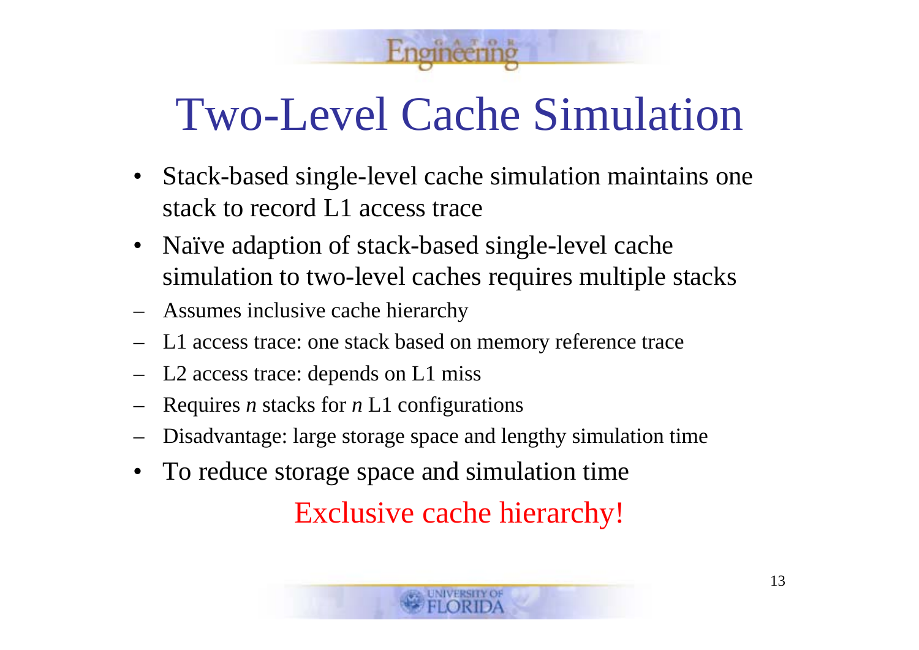# Two-Level Cache Simulation

- Stack-based single-level cache simulation maintains one stack to record L1 access trace
- Naïve adaption of stack-based single-level cache simulation to two-level caches requires multiple stacks
  - Assumes inclusive cache hierarchy
  - L1 access trace: one stack based on memory reference trace
  - L2 access trace: depends on L1 miss
  - Requires *n* stacks for *n* L1 configurations
  - Disadvantage: large storage space and lengthy simulation time
- To reduce storage space and simulation time

Exclusive cache hierarchy!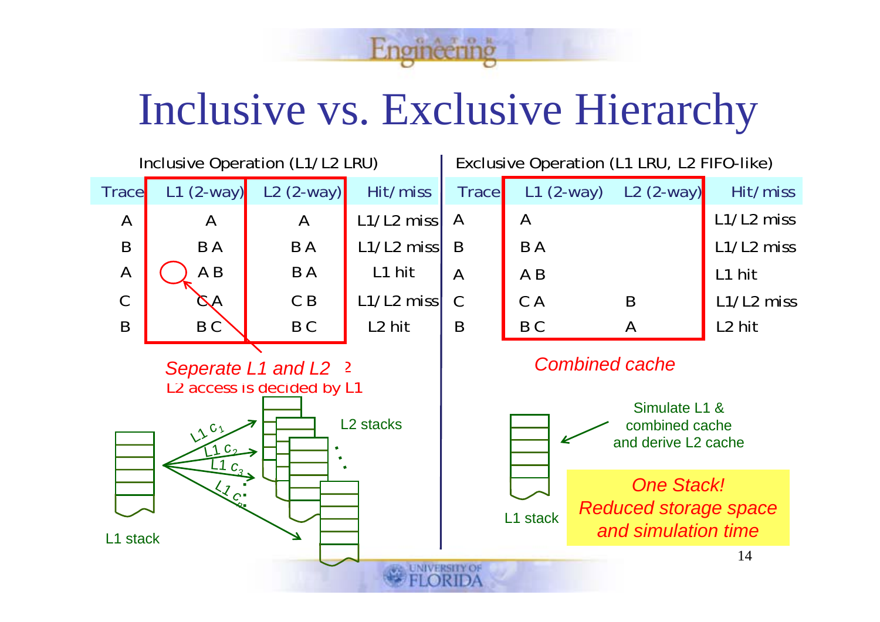# Inclusive vs. Exclusive Hierarchy

Inclusive Operation (L1/L2 LRU)

| Trace | L1 (2-way) | L2 (2-way) | Hit/miss |
|---|---|---|---|
| A | A | A | L1/L2 miss |
| B | B A | B A | L1/L2 miss |
| A | A B | B A | L1 hit |
| C | C A | C B | L1/L2 miss |
| B | B C | B C | L2 hit |

*Seperate L1 and L2*

L2 access is decided by L1

L1 stack → L1 $c_1$, L1 $c_2$, L1 $c_3$, … L1 $c_n$ → L2 stacks

Exclusive Operation (L1 LRU, L2 FIFO-like)

| Trace | L1 (2-way) | L2 (2-way) | Hit/miss |
|---|---|---|---|
| A | A | | L1/L2 miss |
| B | B A | | L1/L2 miss |
| A | A B | | L1 hit |
| C | C A | B | L1/L2 miss |
| B | B C | A | L2 hit |

*Combined cache*

Simulate L1 & combined cache and derive L2 cache

L1 stack

*One Stack! Reduced storage space and simulation time*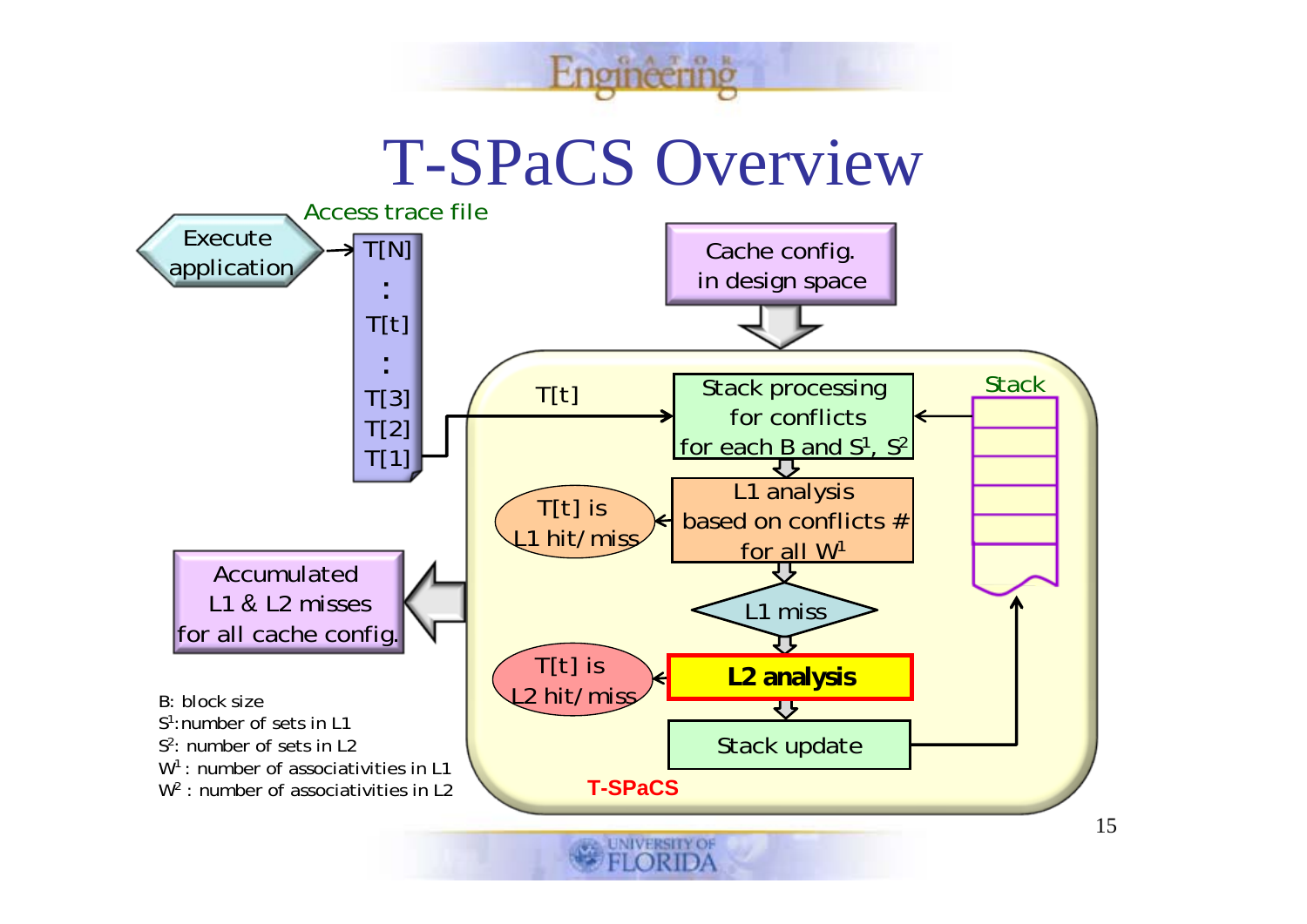# T-SPaCS Overview

Access trace file

Execute application → T[N] : T[t] : T[3] T[2] T[1]

Cache config. in design space

T[t]

Stack processing for conflicts for each B and $S^1$, $S^2$

Stack

L1 analysis based on conflicts # for all $W^1$

T[t] is L1 hit/miss

L1 miss

**L2 analysis**

T[t] is L2 hit/miss

Stack update

Accumulated L1 & L2 misses for all cache config.

**T-SPaCS**

B: block size
$S^1$: number of sets in L1
$S^2$: number of sets in L2
$W^1$ : number of associativities in L1
$W^2$ : number of associativities in L2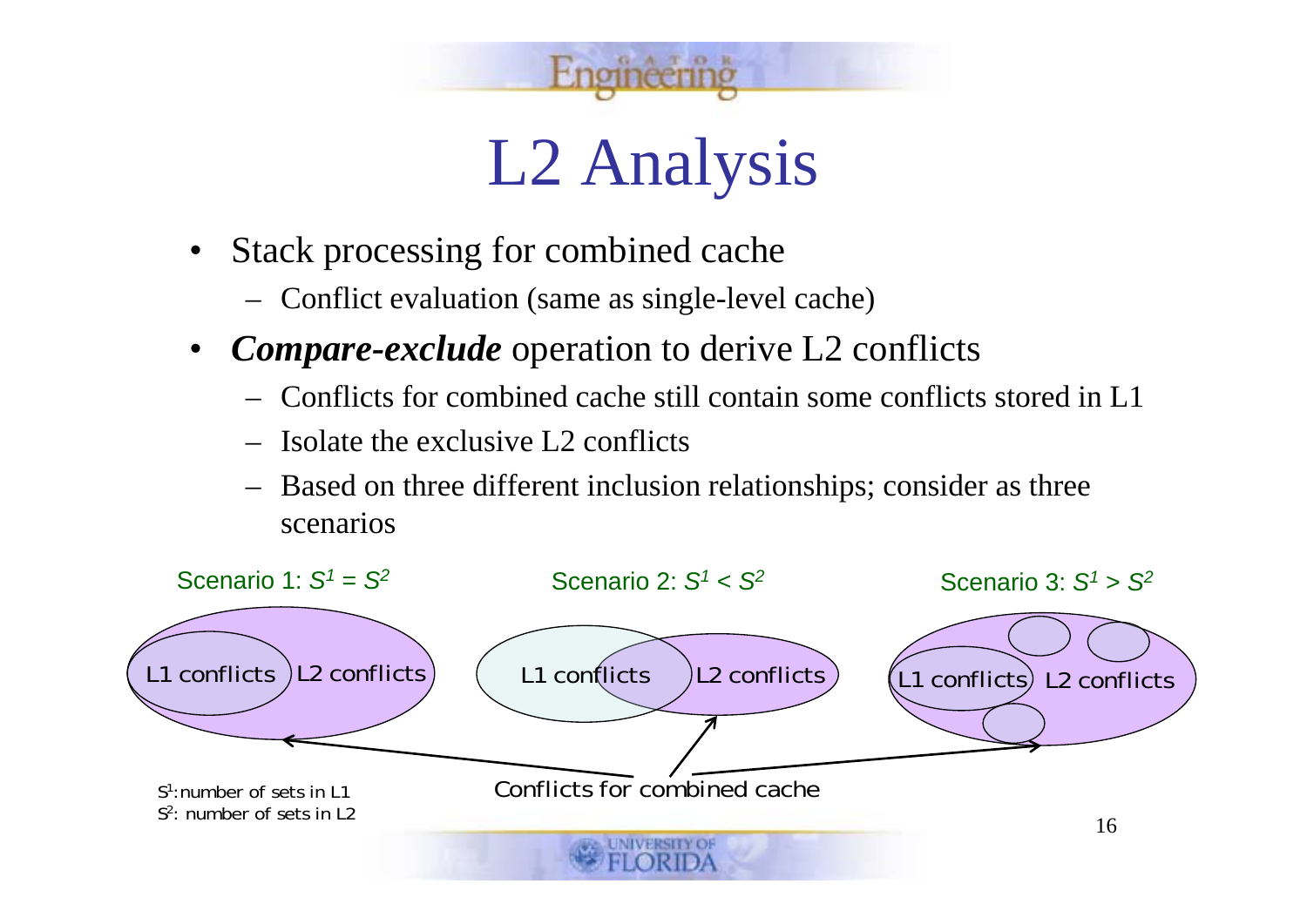# L2 Analysis

- Stack processing for combined cache
  - Conflict evaluation (same as single-level cache)
- ***Compare-exclude*** operation to derive L2 conflicts
  - Conflicts for combined cache still contain some conflicts stored in L1
  - Isolate the exclusive L2 conflicts
  - Based on three different inclusion relationships; consider as three scenarios

Scenario 1: $S^1 = S^2$

Scenario 2: $S^1 < S^2$

Scenario 3: $S^1 > S^2$

L1 conflicts L2 conflicts

L1 conflicts L2 conflicts

L1 conflicts L2 conflicts

Conflicts for combined cache

$S^1$: number of sets in L1

$S^2$: number of sets in L2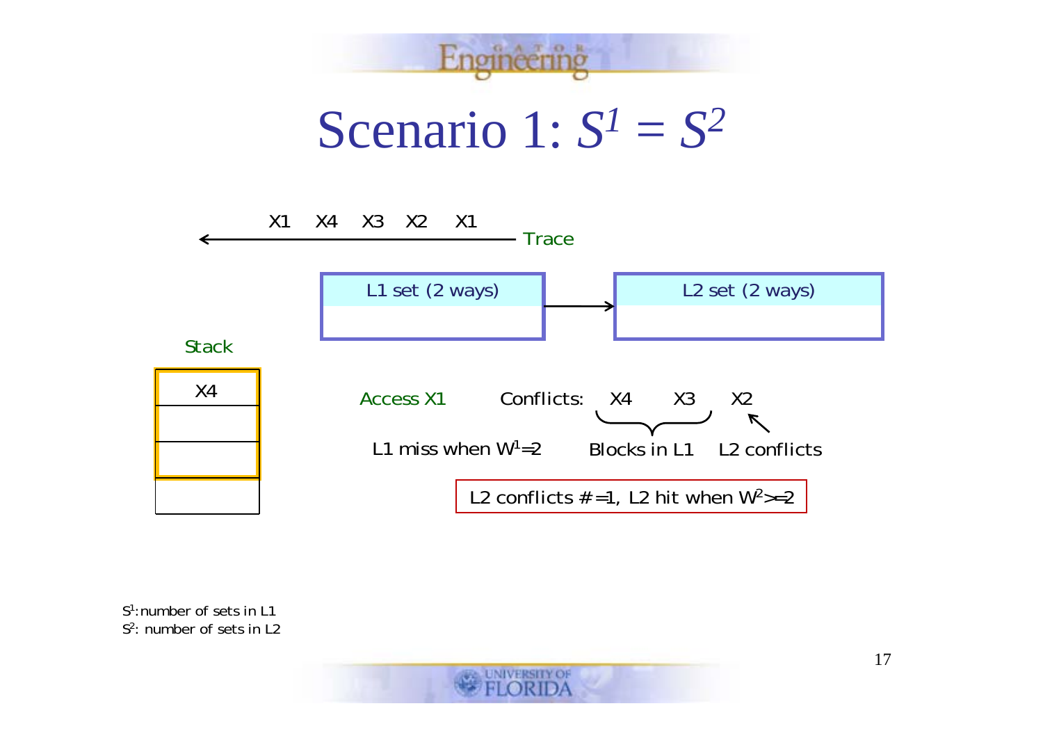# Scenario 1: $S^1 = S^2$

X1 X4 X3 X2 X1

Trace

L1 set (2 ways)

L2 set (2 ways)

Stack

X4

Access X1

Conflicts: X4 X3 X2

L1 miss when $W^1=2$

Blocks in L1

L2 conflicts

L2 conflicts #=1, L2 hit when $W^2>=2$

$S^1$: number of sets in L1

$S^2$: number of sets in L2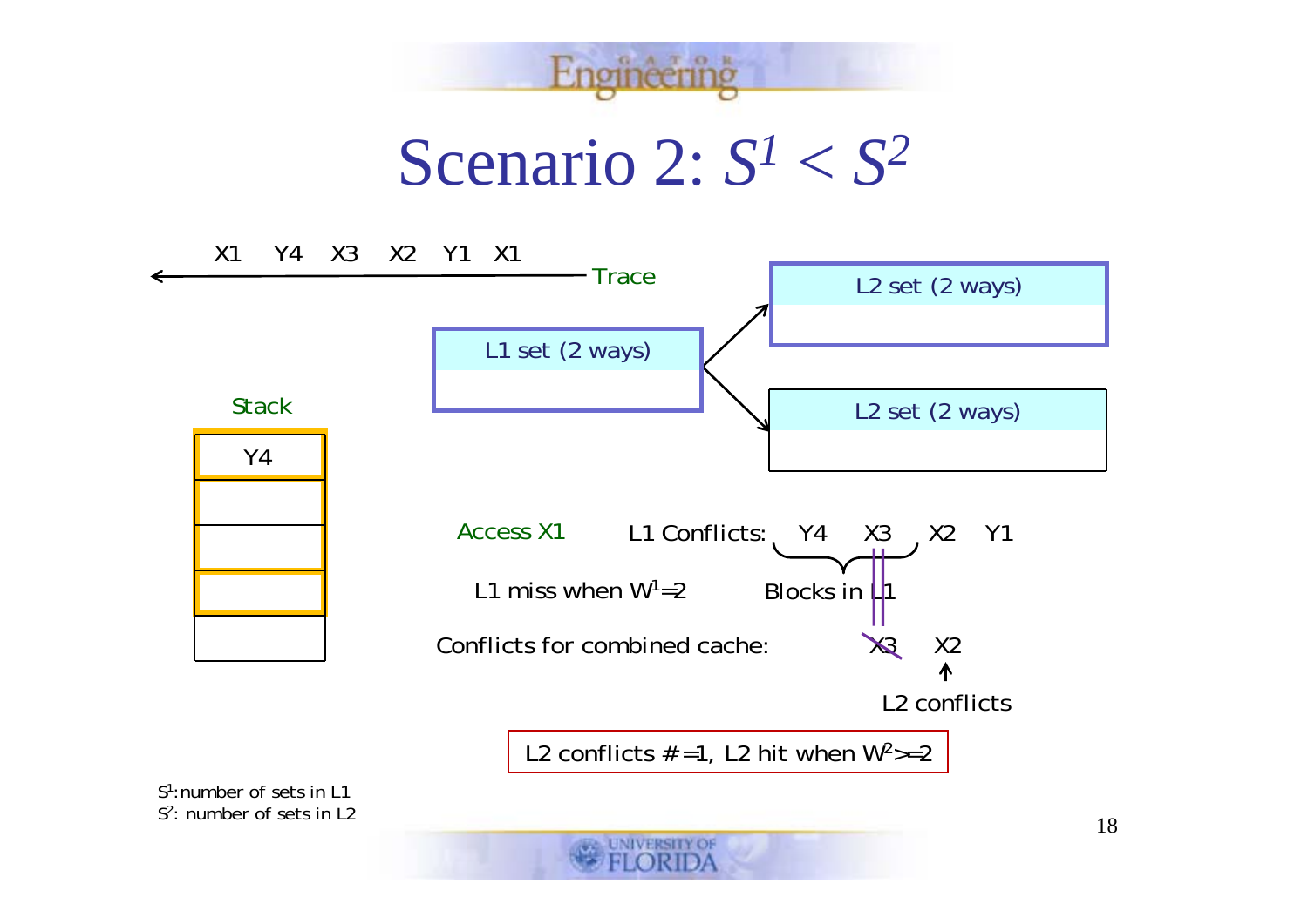# Scenario 2: $S^1 < S^2$

X1 Y4 X3 X2 Y1 X1

Trace

L1 set (2 ways)

L2 set (2 ways)

L2 set (2 ways)

Stack

Y4

Access X1

L1 Conflicts: Y4 X3 X2 Y1

Blocks in L1

L1 miss when $W^1=2$

Conflicts for combined cache: ~~X3~~ X2

L2 conflicts

L2 conflicts # =1, L2 hit when $W^2>=2$

$S^1$: number of sets in L1
$S^2$: number of sets in L2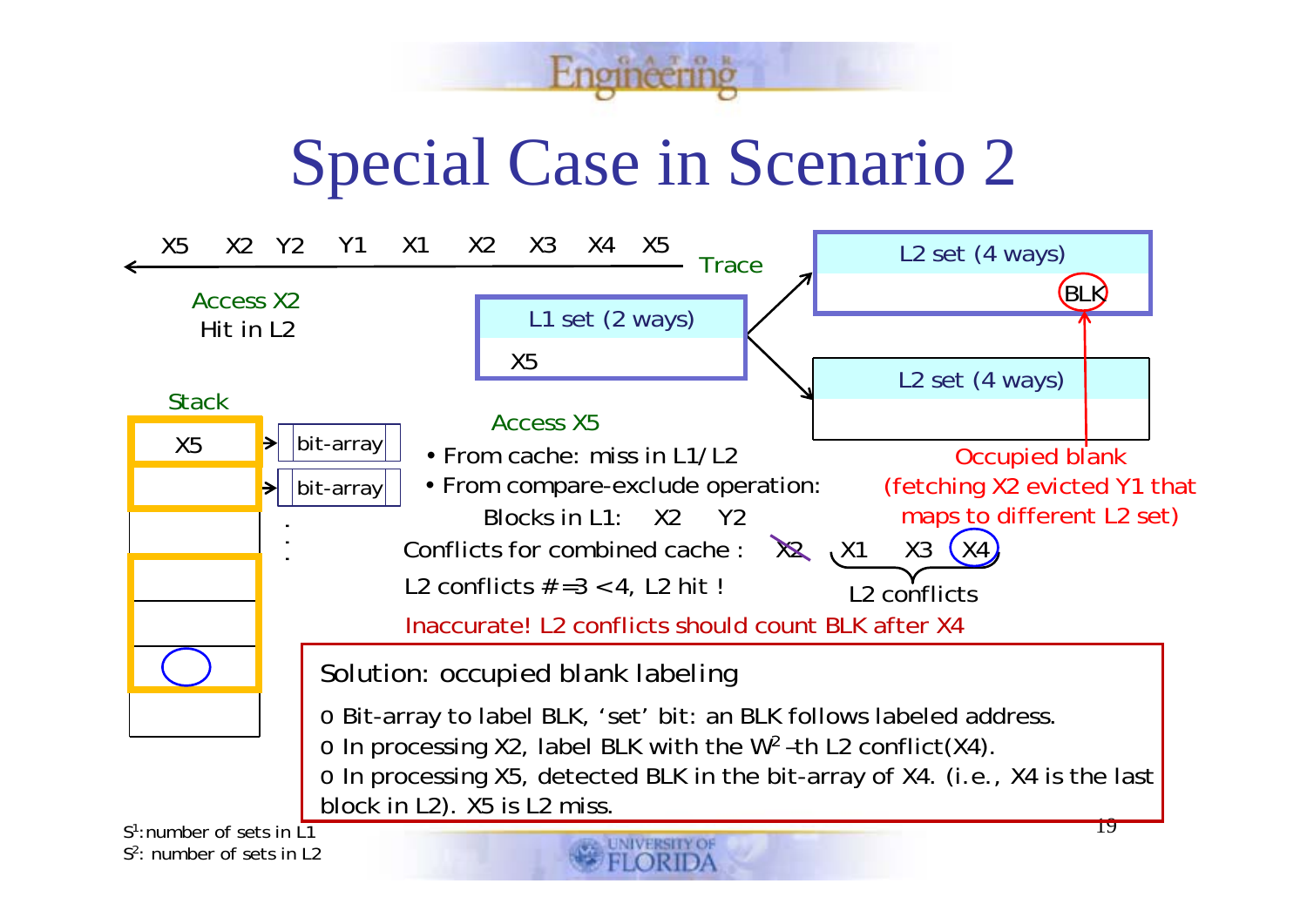# Special Case in Scenario 2

X5 X2 Y2 Y1 X1 X2 X3 X4 X5 ← Trace

Access X2
Hit in L2

L1 set (2 ways): X5

L2 set (4 ways): BLK

L2 set (4 ways)

Stack: X5 → bit-array, → bit-array

Access X5

- From cache: miss in L1/L2
- From compare-exclude operation:
  - Blocks in L1: X2 Y2
  - Conflicts for combined cache : ~~X2~~ X1 X3 X4 (L2 conflicts)
  - L2 conflicts # =3 < 4, L2 hit !

Occupied blank (fetching X2 evicted Y1 that maps to different L2 set)

Inaccurate! L2 conflicts should count BLK after X4

**Solution: occupied blank labeling**

- Bit-array to label BLK, 'set' bit: an BLK follows labeled address.
- In processing X2, label BLK with the $W^2$-th L2 conflict(X4).
- In processing X5, detected BLK in the bit-array of X4. (i.e., X4 is the last block in L2). X5 is L2 miss.

$S^1$: number of sets in L1
$S^2$: number of sets in L2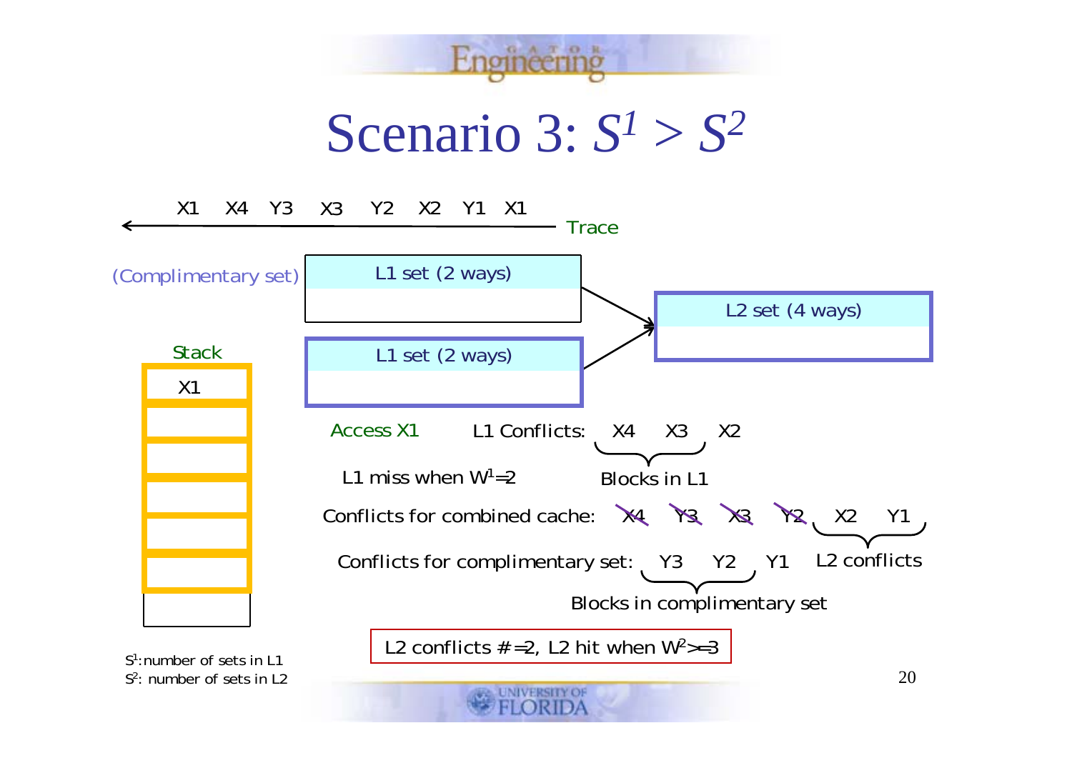# Scenario 3: $S^1 > S^2$

X1 X4 Y3 X3 Y2 X2 Y1 X1

Trace

(Complimentary set)

L1 set (2 ways)

L1 set (2 ways)

L2 set (4 ways)

Stack

X1

Access X1

L1 Conflicts: X4 X3 X2

Blocks in L1

L1 miss when $W^1=2$

Conflicts for combined cache: ~~X4~~ ~~Y3~~ ~~X3~~ ~~Y2~~ X2 Y1

L2 conflicts

Conflicts for complimentary set: Y3 Y2 Y1

Blocks in complimentary set

L2 conflicts # =2, L2 hit when $W^2>=3$

$S^1$: number of sets in L1

$S^2$: number of sets in L2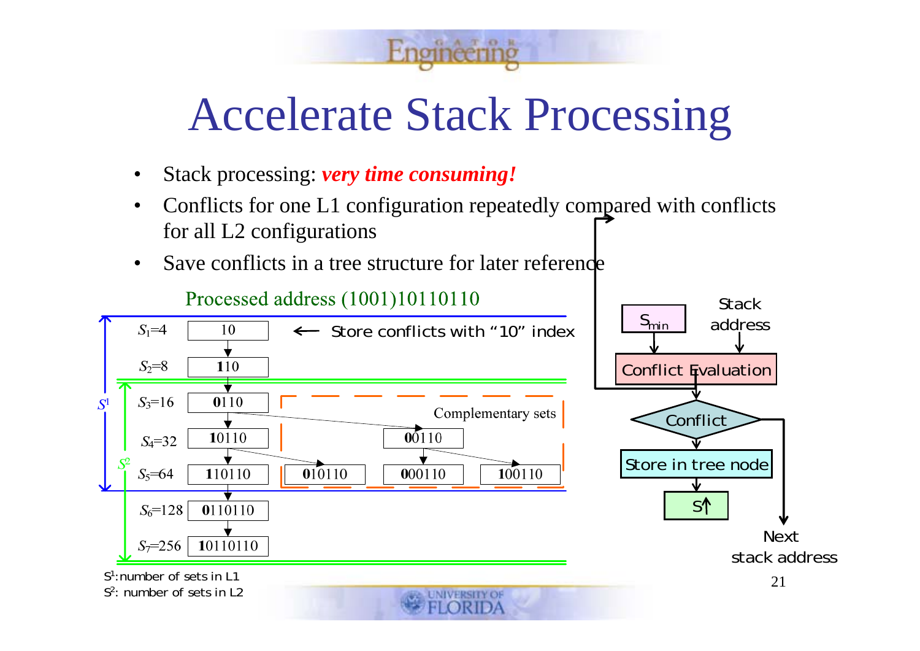# Accelerate Stack Processing

- Stack processing: ***very time consuming!***
- Conflicts for one L1 configuration repeatedly compared with conflicts for all L2 configurations
- Save conflicts in a tree structure for later reference

Processed address (1001)10110110

| | |
|---|---|
| $S_1$=4 | 10 ← Store conflicts with "10" index |
| $S_2$=8 | **1**10 |
| $S_3$=16 | **0**110 |
| $S_4$=32 | **1**0110 |
| $S_5$=64 | **1**10110 |
| $S_6$=128 | **0**110110 |
| $S_7$=256 | **1**0110110 |

Complementary sets: **0**0110, **0**10110, **0**00110, **1**00110

$S^1$: number of sets in L1

$S^2$: number of sets in L2

Flowchart: $S_{min}$, Stack address → Conflict Evaluation → Conflict → Store in tree node → S↑ ; Next stack address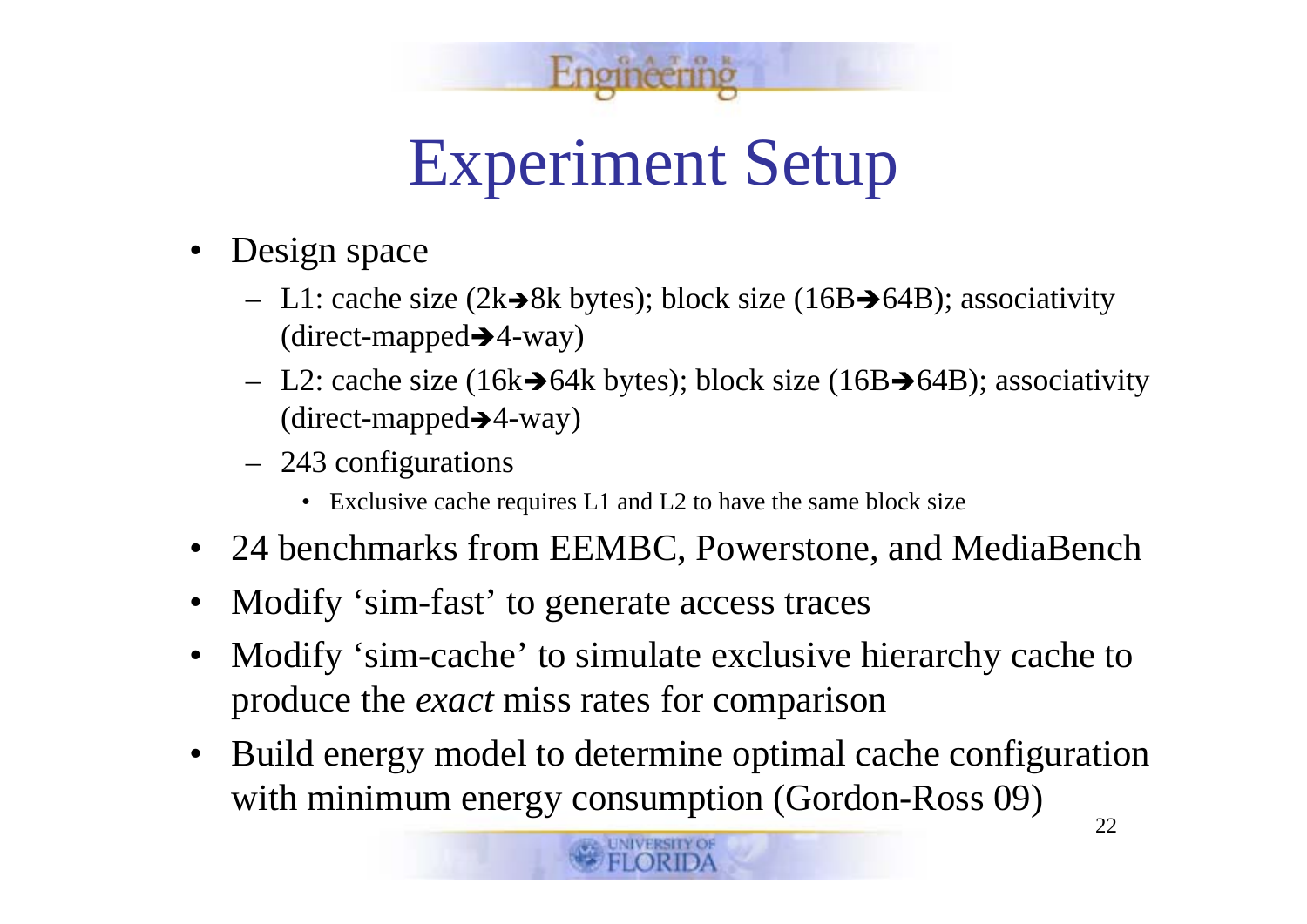# Experiment Setup

- Design space
  - L1: cache size (2k➔8k bytes); block size (16B➔64B); associativity (direct-mapped➔4-way)
  - L2: cache size (16k➔64k bytes); block size (16B➔64B); associativity (direct-mapped➔4-way)
  - 243 configurations
    - Exclusive cache requires L1 and L2 to have the same block size
- 24 benchmarks from EEMBC, Powerstone, and MediaBench
- Modify 'sim-fast' to generate access traces
- Modify 'sim-cache' to simulate exclusive hierarchy cache to produce the *exact* miss rates for comparison
- Build energy model to determine optimal cache configuration with minimum energy consumption (Gordon-Ross 09)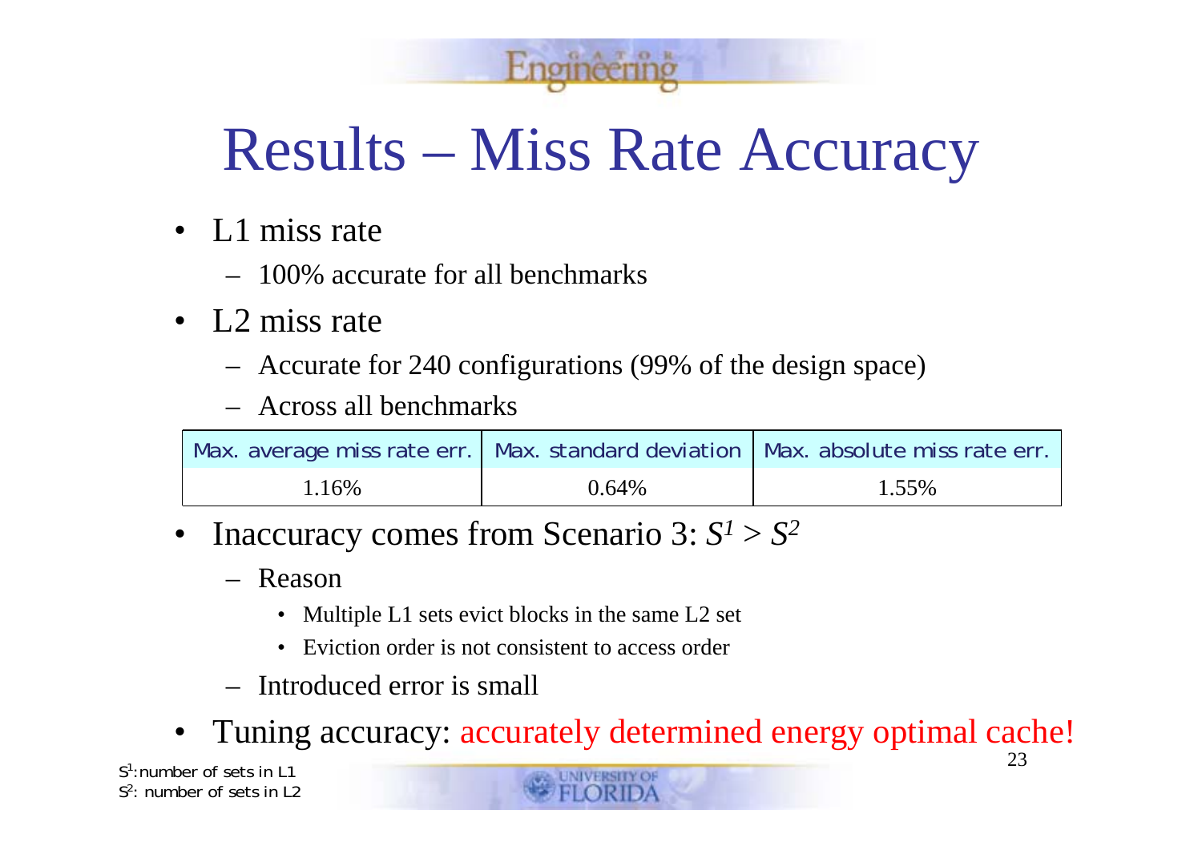# Results – Miss Rate Accuracy

- L1 miss rate
  - 100% accurate for all benchmarks
- L2 miss rate
  - Accurate for 240 configurations (99% of the design space)
  - Across all benchmarks

| Max. average miss rate err. | Max. standard deviation | Max. absolute miss rate err. |
|---|---|---|
| 1.16% | 0.64% | 1.55% |

- Inaccuracy comes from Scenario 3: $S^1 > S^2$
  - Reason
    - Multiple L1 sets evict blocks in the same L2 set
    - Eviction order is not consistent to access order
  - Introduced error is small
- Tuning accuracy: accurately determined energy optimal cache!

$S^1$: number of sets in L1
$S^2$: number of sets in L2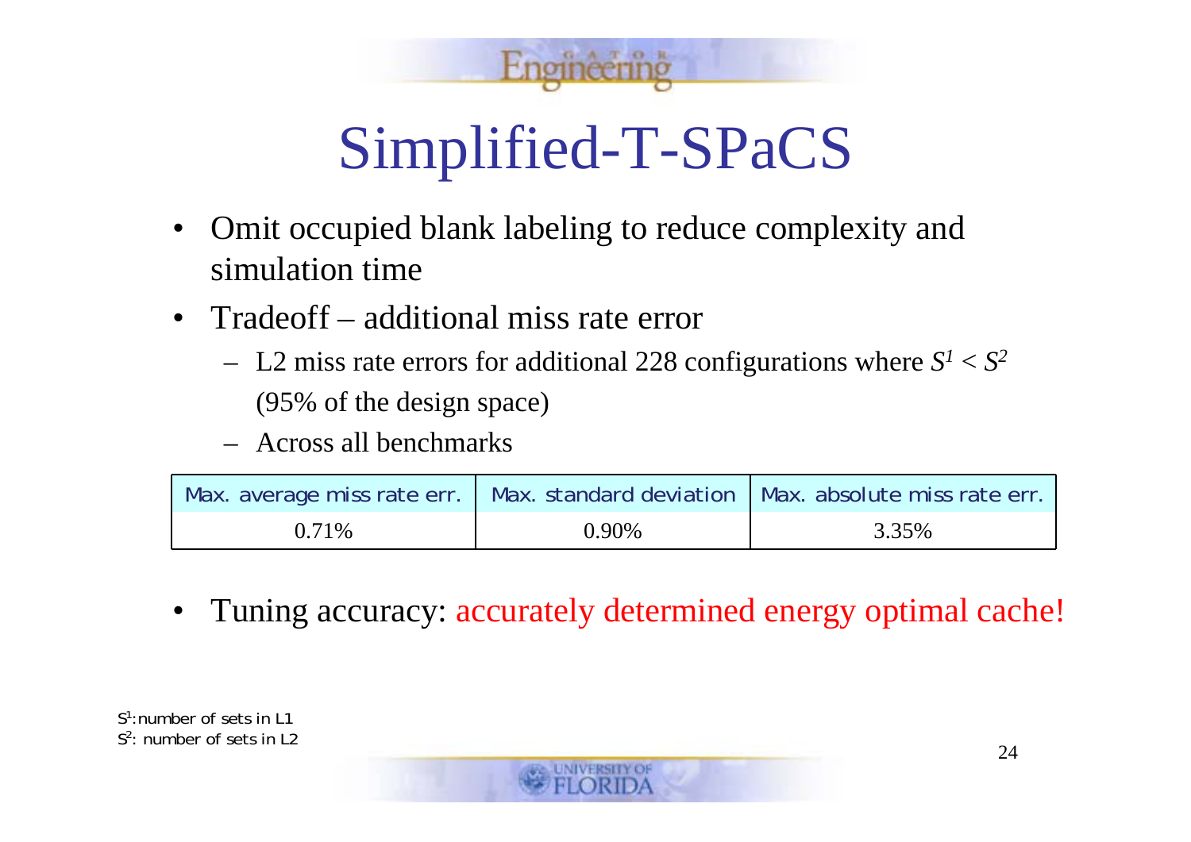# Simplified-T-SPaCS

- Omit occupied blank labeling to reduce complexity and simulation time
- Tradeoff – additional miss rate error
  - L2 miss rate errors for additional 228 configurations where $S^1 < S^2$ (95% of the design space)
  - Across all benchmarks

| Max. average miss rate err. | Max. standard deviation | Max. absolute miss rate err. |
| --- | --- | --- |
| 0.71% | 0.90% | 3.35% |

- Tuning accuracy: accurately determined energy optimal cache!

$S^1$: number of sets in L1
$S^2$: number of sets in L2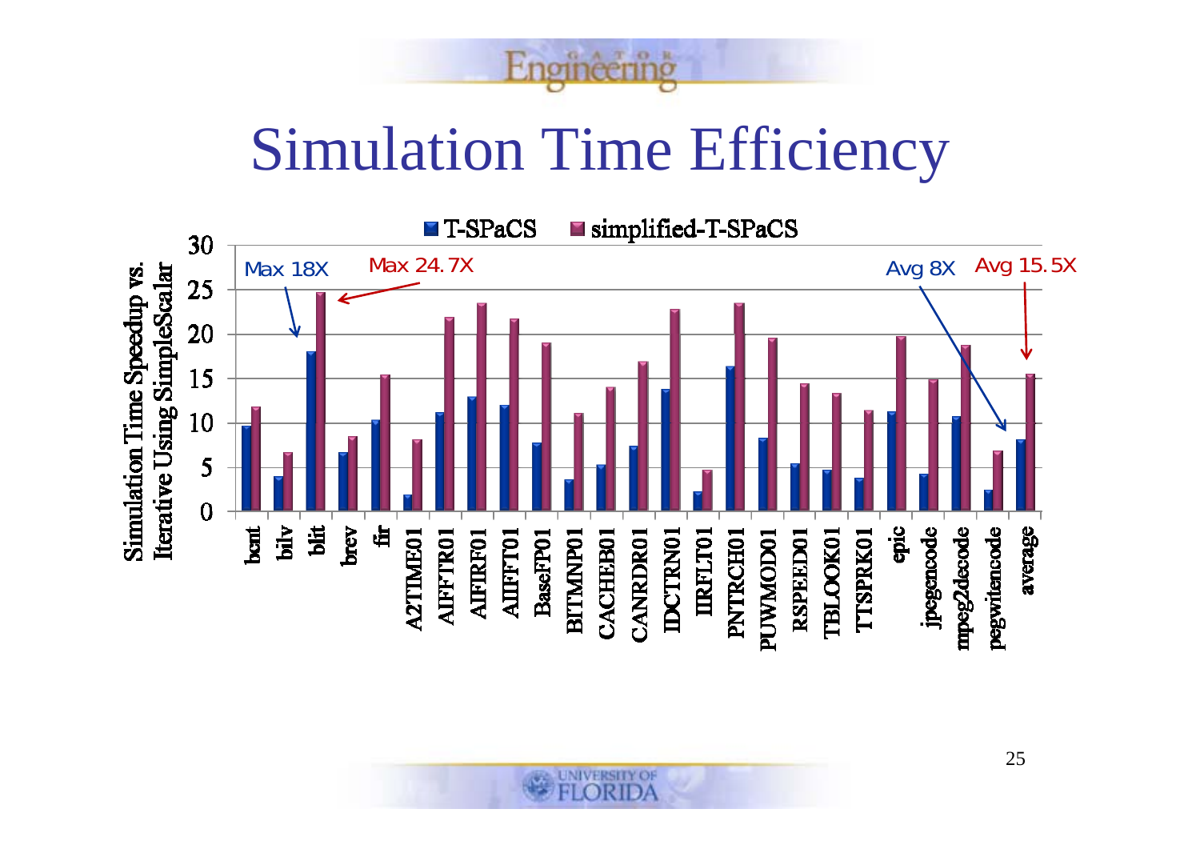# Simulation Time Efficiency

| Benchmark | T-SPaCS | simplified-T-SPaCS |
|---|---|---|
| bcnt | 9.7 | 11.8 |
| bilv | 4 | 6.6 |
| blit | 18 | 24.7 |
| brev | 6.6 | 8.5 |
| fir | 10.3 | 15.4 |
| A2TIME01 | 1.9 | 8.1 |
| AIFFTR01 | 11.2 | 21.9 |
| AIFIRF01 | 12.9 | 23.5 |
| AIIFFT01 | 12 | 21.7 |
| BaseFP01 | 7.7 | 19 |
| BITMNP01 | 3.6 | 11.1 |
| CACHEB01 | 5.3 | 14 |
| CANRDR01 | 7.4 | 16.9 |
| IDCTRN01 | 13.8 | 22.8 |
| IIRFLT01 | 2.2 | 4.6 |
| PNTRCH01 | 16.4 | 23.5 |
| PUWMOD01 | 8.3 | 19.6 |
| RSPEED01 | 5.4 | 14.4 |
| TBLOOK01 | 4.7 | 13.3 |
| TTSPRK01 | 3.8 | 11.4 |
| epic | 11.3 | 19.7 |
| jpegencode | 4.2 | 14.9 |
| mpeg2decode | 10.7 | 18.7 |
| pegwitencode | 2.4 | 6.8 |
| average | 8.1 | 15.5 |

Y-axis: Simulation Time Speedup vs. Iterative Using SimpleScalar

Max 18X (T-SPaCS), Max 24.7X (simplified-T-SPaCS), Avg 8X (T-SPaCS), Avg 15.5X (simplified-T-SPaCS)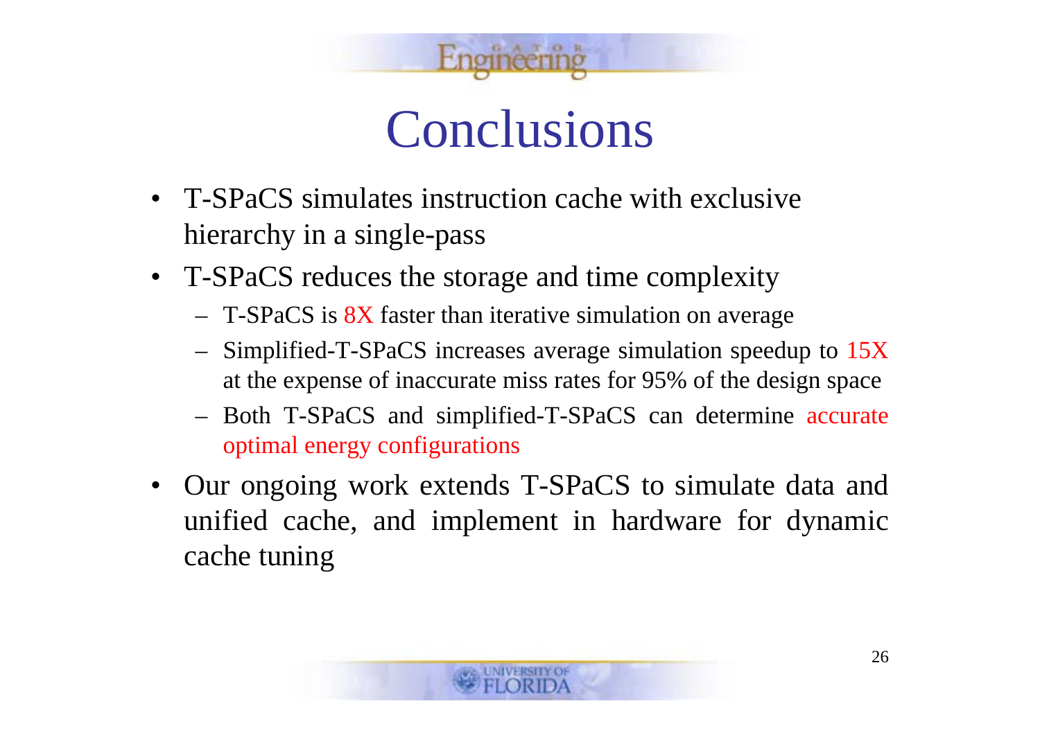# Conclusions

- T-SPaCS simulates instruction cache with exclusive hierarchy in a single-pass
- T-SPaCS reduces the storage and time complexity
  - T-SPaCS is 8X faster than iterative simulation on average
  - Simplified-T-SPaCS increases average simulation speedup to 15X at the expense of inaccurate miss rates for 95% of the design space
  - Both T-SPaCS and simplified-T-SPaCS can determine accurate optimal energy configurations
- Our ongoing work extends T-SPaCS to simulate data and unified cache, and implement in hardware for dynamic cache tuning